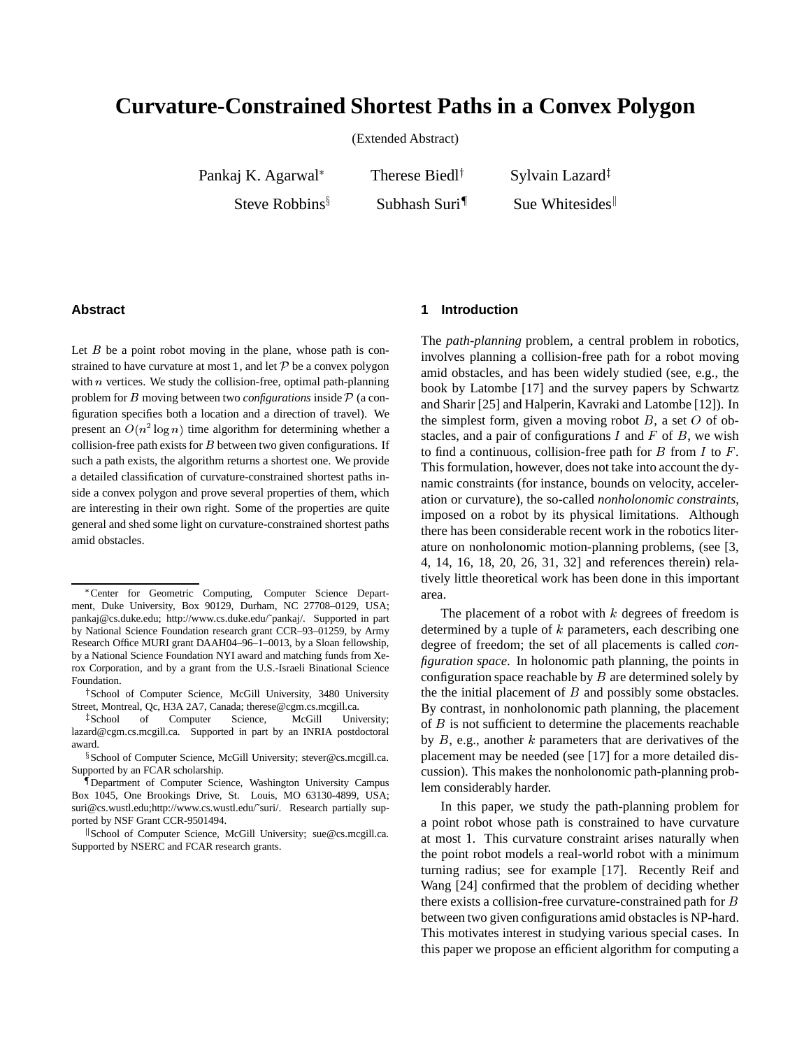# Curvature-Constrained Shortest Paths in a Convex Polygon

(Extended Abstract)

Pankaj K. Agarwal[*] Therese Biedl[†] Sylvain Lazard[‡]

Steve Robbins[§] Subhash Suri[¶] Sue Whitesides[‖]

## Abstract

Let $B$ be a point robot moving in the plane, whose path is constrained to have curvature at most 1, and let $\mathcal{P}$ be a convex polygon with $n$ vertices. We study the collision-free, optimal path-planning problem for $B$ moving between two *configurations* inside $\mathcal{P}$ (a configuration specifies both a location and a direction of travel). We present an $O(n^2 \log n)$ time algorithm for determining whether a collision-free path exists for $B$ between two given configurations. If such a path exists, the algorithm returns a shortest one. We provide a detailed classification of curvature-constrained shortest paths inside a convex polygon and prove several properties of them, which are interesting in their own right. Some of the properties are quite general and shed some light on curvature-constrained shortest paths amid obstacles.

## 1 Introduction

The *path-planning* problem, a central problem in robotics, involves planning a collision-free path for a robot moving amid obstacles, and has been widely studied (see, e.g., the book by Latombe [17] and the survey papers by Schwartz and Sharir [25] and Halperin, Kavraki and Latombe [12]). In the simplest form, given a moving robot $B$, a set $O$ of obstacles, and a pair of configurations $I$ and $F$ of $B$, we wish to find a continuous, collision-free path for $B$ from $I$ to $F$. This formulation, however, does not take into account the dynamic constraints (for instance, bounds on velocity, acceleration or curvature), the so-called *nonholonomic constraints*, imposed on a robot by its physical limitations. Although there has been considerable recent work in the robotics literature on nonholonomic motion-planning problems, (see [3, 4, 14, 16, 18, 20, 26, 31, 32] and references therein) relatively little theoretical work has been done in this important area.

The placement of a robot with $k$ degrees of freedom is determined by a tuple of $k$ parameters, each describing one degree of freedom; the set of all placements is called *configuration space*. In holonomic path planning, the points in configuration space reachable by $B$ are determined solely by the the initial placement of $B$ and possibly some obstacles. By contrast, in nonholonomic path planning, the placement of $B$ is not sufficient to determine the placements reachable by $B$, e.g., another $k$ parameters that are derivatives of the placement may be needed (see [17] for a more detailed discussion). This makes the nonholonomic path-planning problem considerably harder.

In this paper, we study the path-planning problem for a point robot whose path is constrained to have curvature at most 1. This curvature constraint arises naturally when the point robot models a real-world robot with a minimum turning radius; see for example [17]. Recently Reif and Wang [24] confirmed that the problem of deciding whether there exists a collision-free curvature-constrained path for $B$ between two given configurations amid obstacles is NP-hard. This motivates interest in studying various special cases. In this paper we propose an efficient algorithm for computing a

---

[*] Center for Geometric Computing, Computer Science Department, Duke University, Box 90129, Durham, NC 27708–0129, USA; pankaj@cs.duke.edu; http://www.cs.duke.edu/~pankaj/. Supported in part by National Science Foundation research grant CCR–93–01259, by Army Research Office MURI grant DAAH04–96–1–0013, by a Sloan fellowship, by a National Science Foundation NYI award and matching funds from Xerox Corporation, and by a grant from the U.S.-Israeli Binational Science Foundation.

[†] School of Computer Science, McGill University, 3480 University Street, Montreal, Qc, H3A 2A7, Canada; therese@cgm.cs.mcgill.ca.

[‡] School of Computer Science, McGill University; lazard@cgm.cs.mcgill.ca. Supported in part by an INRIA postdoctoral award.

[§] School of Computer Science, McGill University; stever@cs.mcgill.ca. Supported by an FCAR scholarship.

[¶] Department of Computer Science, Washington University Campus Box 1045, One Brookings Drive, St. Louis, MO 63130-4899, USA; suri@cs.wustl.edu;http://www.cs.wustl.edu/~suri/. Research partially supported by NSF Grant CCR-9501494.

[‖] School of Computer Science, McGill University; sue@cs.mcgill.ca. Supported by NSERC and FCAR research grants.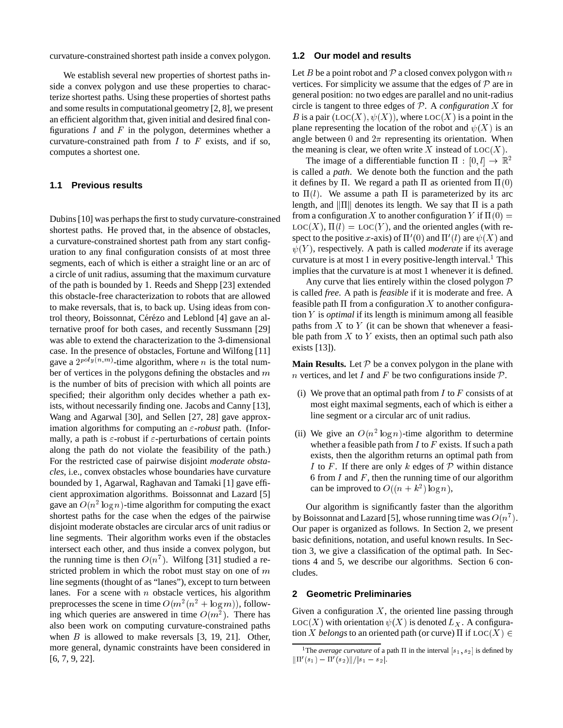curvature-constrained shortest path inside a convex polygon.

We establish several new properties of shortest paths inside a convex polygon and use these properties to characterize shortest paths. Using these properties of shortest paths and some results in computational geometry [2, 8], we present an efficient algorithm that, given initial and desired final configurations $I$ and $F$ in the polygon, determines whether a curvature-constrained path from $I$ to $F$ exists, and if so, computes a shortest one.

### 1.1 Previous results

Dubins [10] was perhaps the first to study curvature-constrained shortest paths. He proved that, in the absence of obstacles, a curvature-constrained shortest path from any start configuration to any final configuration consists of at most three segments, each of which is either a straight line or an arc of a circle of unit radius, assuming that the maximum curvature of the path is bounded by 1. Reeds and Shepp [23] extended this obstacle-free characterization to robots that are allowed to make reversals, that is, to back up. Using ideas from control theory, Boissonnat, Cérézo and Leblond [4] gave an alternative proof for both cases, and recently Sussmann [29] was able to extend the characterization to the 3-dimensional case. In the presence of obstacles, Fortune and Wilfong [11] gave a $2^{poly(n,m)}$-time algorithm, where $n$ is the total number of vertices in the polygons defining the obstacles and $m$ is the number of bits of precision with which all points are specified; their algorithm only decides whether a path exists, without necessarily finding one. Jacobs and Canny [13], Wang and Agarwal [30], and Sellen [27, 28] gave approximation algorithms for computing an $\varepsilon$-*robust* path. (Informally, a path is $\varepsilon$-robust if $\varepsilon$-perturbations of certain points along the path do not violate the feasibility of the path.) For the restricted case of pairwise disjoint *moderate obstacles*, i.e., convex obstacles whose boundaries have curvature bounded by 1, Agarwal, Raghavan and Tamaki [1] gave efficient approximation algorithms. Boissonnat and Lazard [5] gave an $O(n^2 \log n)$-time algorithm for computing the exact shortest paths for the case when the edges of the pairwise disjoint moderate obstacles are circular arcs of unit radius or line segments. Their algorithm works even if the obstacles intersect each other, and thus inside a convex polygon, but the running time is then $O(n^7)$. Wilfong [31] studied a restricted problem in which the robot must stay on one of $m$ line segments (thought of as "lanes"), except to turn between lanes. For a scene with $n$ obstacle vertices, his algorithm preprocesses the scene in time $O(m^2(n^2 + \log m))$, following which queries are answered in time $O(m^2)$. There has also been work on computing curvature-constrained paths when $B$ is allowed to make reversals [3, 19, 21]. Other, more general, dynamic constraints have been considered in [6, 7, 9, 22].

### 1.2 Our model and results

Let $B$ be a point robot and $\mathcal{P}$ a closed convex polygon with $n$ vertices. For simplicity we assume that the edges of $\mathcal{P}$ are in general position: no two edges are parallel and no unit-radius circle is tangent to three edges of $\mathcal{P}$. A *configuration* $X$ for $B$ is a pair $(\text{LOC}(X), \psi(X))$, where $\text{LOC}(X)$ is a point in the plane representing the location of the robot and $\psi(X)$ is an angle between 0 and $2\pi$ representing its orientation. When the meaning is clear, we often write $X$ instead of $\text{LOC}(X)$.

The image of a differentiable function $\Pi : [0, l] \to \mathbb{R}^2$ is called a *path*. We denote both the function and the path it defines by $\Pi$. We regard a path $\Pi$ as oriented from $\Pi(0)$ to $\Pi(l)$. We assume a path $\Pi$ is parameterized by its arc length, and $\|\Pi\|$ denotes its length. We say that $\Pi$ is a path from a configuration $X$ to another configuration $Y$ if $\Pi(0) = \text{LOC}(X)$, $\Pi(l) = \text{LOC}(Y)$, and the oriented angles (with respect to the positive $x$-axis) of $\Pi'(0)$ and $\Pi'(l)$ are $\psi(X)$ and $\psi(Y)$, respectively. A path is called *moderate* if its average curvature is at most 1 in every positive-length interval.[1] This implies that the curvature is at most 1 whenever it is defined.

Any curve that lies entirely within the closed polygon $\mathcal{P}$ is called *free*. A path is *feasible* if it is moderate and free. A feasible path $\Pi$ from a configuration $X$ to another configuration $Y$ is *optimal* if its length is minimum among all feasible paths from $X$ to $Y$ (it can be shown that whenever a feasible path from $X$ to $Y$ exists, then an optimal such path also exists [13]).

**Main Results.** Let $\mathcal{P}$ be a convex polygon in the plane with $n$ vertices, and let $I$ and $F$ be two configurations inside $\mathcal{P}$.

(i) We prove that an optimal path from $I$ to $F$ consists of at most eight maximal segments, each of which is either a line segment or a circular arc of unit radius.

(ii) We give an $O(n^2 \log n)$-time algorithm to determine whether a feasible path from $I$ to $F$ exists. If such a path exists, then the algorithm returns an optimal path from $I$ to $F$. If there are only $k$ edges of $\mathcal{P}$ within distance 6 from $I$ and $F$, then the running time of our algorithm can be improved to $O((n + k^2) \log n)$,

Our algorithm is significantly faster than the algorithm by Boissonnat and Lazard [5], whose running time was $O(n^7)$. Our paper is organized as follows. In Section 2, we present basic definitions, notation, and useful known results. In Section 3, we give a classification of the optimal path. In Sections 4 and 5, we describe our algorithms. Section 6 concludes.

## 2 Geometric Preliminaries

Given a configuration $X$, the oriented line passing through $\text{LOC}(X)$ with orientation $\psi(X)$ is denoted $L_X$. A configuration $X$ *belongs* to an oriented path (or curve) $\Pi$ if $\text{LOC}(X) \in$

[1] The *average curvature* of a path $\Pi$ in the interval $[s_1, s_2]$ is defined by $\|\Pi'(s_1) - \Pi'(s_2)\|/|s_1 - s_2|$.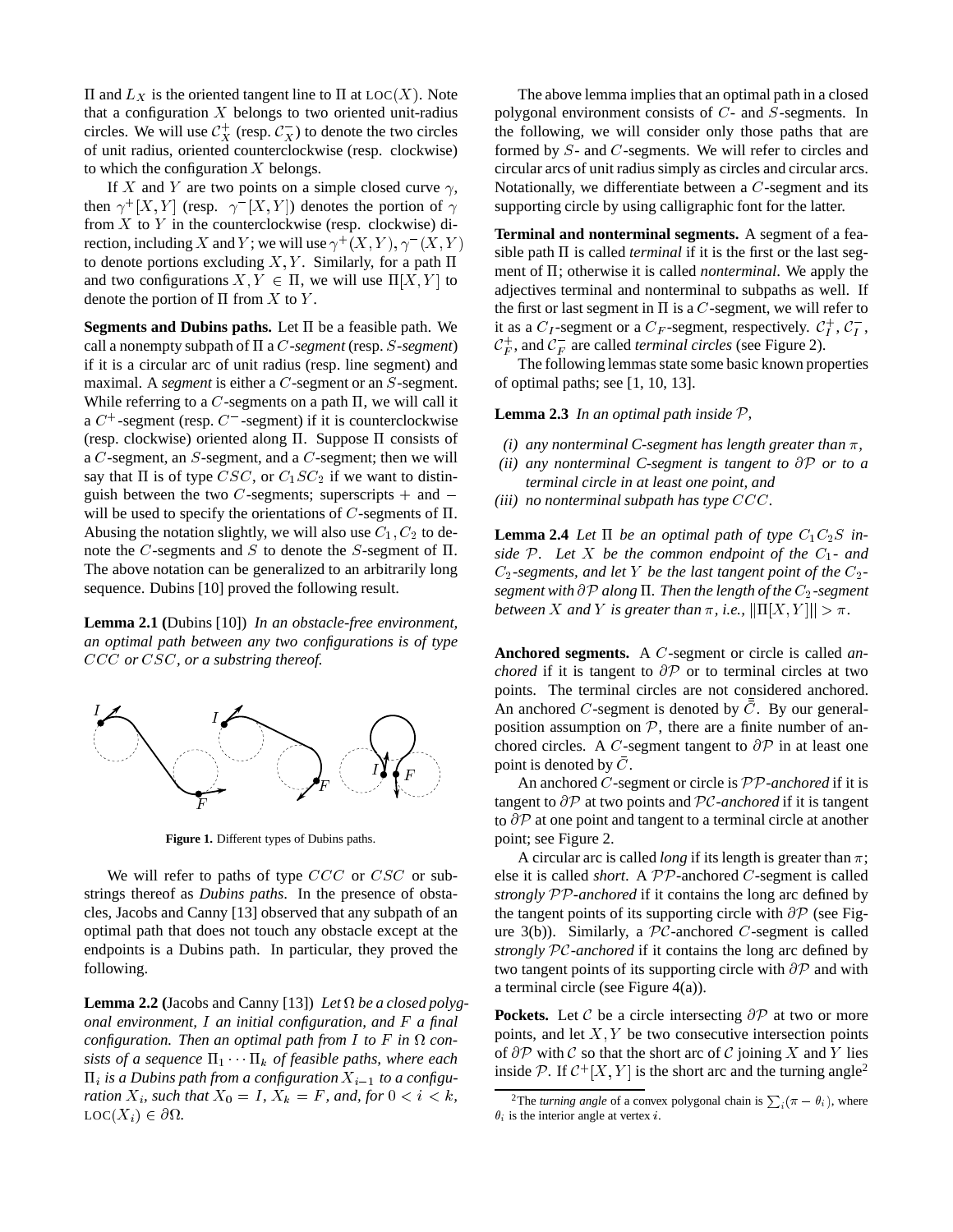$\Pi$ and $L_X$ is the oriented tangent line to $\Pi$ at $\text{LOC}(X)$. Note that a configuration $X$ belongs to two oriented unit-radius circles. We will use $\mathcal{C}_X^+$ (resp. $\mathcal{C}_X^-$) to denote the two circles of unit radius, oriented counterclockwise (resp. clockwise) to which the configuration $X$ belongs.

If $X$ and $Y$ are two points on a simple closed curve $\gamma$, then $\gamma^+[X,Y]$ (resp. $\gamma^-[X,Y]$) denotes the portion of $\gamma$ from $X$ to $Y$ in the counterclockwise (resp. clockwise) direction, including $X$ and $Y$; we will use $\gamma^+(X,Y), \gamma^-(X,Y)$ to denote portions excluding $X, Y$. Similarly, for a path $\Pi$ and two configurations $X, Y \in \Pi$, we will use $\Pi[X,Y]$ to denote the portion of $\Pi$ from $X$ to $Y$.

**Segments and Dubins paths.** Let $\Pi$ be a feasible path. We call a nonempty subpath of $\Pi$ a *$C$-segment* (resp. *$S$-segment*) if it is a circular arc of unit radius (resp. line segment) and maximal. A *segment* is either a $C$-segment or an $S$-segment. While referring to a $C$-segments on a path $\Pi$, we will call it a $C^+$-segment (resp. $C^-$-segment) if it is counterclockwise (resp. clockwise) oriented along $\Pi$. Suppose $\Pi$ consists of a $C$-segment, an $S$-segment, and a $C$-segment; then we will say that $\Pi$ is of type $CSC$, or $C_1SC_2$ if we want to distinguish between the two $C$-segments; superscripts $+$ and $-$ will be used to specify the orientations of $C$-segments of $\Pi$. Abusing the notation slightly, we will also use $C_1, C_2$ to denote the $C$-segments and $S$ to denote the $S$-segment of $\Pi$. The above notation can be generalized to an arbitrarily long sequence. Dubins [10] proved the following result.

**Lemma 2.1 (**Dubins [10]**)** *In an obstacle-free environment, an optimal path between any two configurations is of type $CCC$ or $CSC$, or a substring thereof.*

**Figure 1.** Different types of Dubins paths.

We will refer to paths of type $CCC$ or $CSC$ or substrings thereof as *Dubins paths*. In the presence of obstacles, Jacobs and Canny [13] observed that any subpath of an optimal path that does not touch any obstacle except at the endpoints is a Dubins path. In particular, they proved the following.

**Lemma 2.2 (**Jacobs and Canny [13]**)** *Let $\Omega$ be a closed polygonal environment, $I$ an initial configuration, and $F$ a final configuration. Then an optimal path from $I$ to $F$ in $\Omega$ consists of a sequence $\Pi_1 \cdots \Pi_k$ of feasible paths, where each $\Pi_i$ is a Dubins path from a configuration $X_{i-1}$ to a configuration $X_i$, such that $X_0 = I$, $X_k = F$, and, for $0 < i < k$, $\text{LOC}(X_i) \in \partial\Omega$.*

The above lemma implies that an optimal path in a closed polygonal environment consists of $C$- and $S$-segments. In the following, we will consider only those paths that are formed by $S$- and $C$-segments. We will refer to circles and circular arcs of unit radius simply as circles and circular arcs. Notationally, we differentiate between a $C$-segment and its supporting circle by using calligraphic font for the latter.

**Terminal and nonterminal segments.** A segment of a feasible path $\Pi$ is called *terminal* if it is the first or the last segment of $\Pi$; otherwise it is called *nonterminal*. We apply the adjectives terminal and nonterminal to subpaths as well. If the first or last segment in $\Pi$ is a $C$-segment, we will refer to it as a $C_I$-segment or a $C_F$-segment, respectively. $\mathcal{C}_I^+$, $\mathcal{C}_I^-$, $\mathcal{C}_F^+$, and $\mathcal{C}_F^-$ are called *terminal circles* (see Figure 2).

The following lemmas state some basic known properties of optimal paths; see [1, 10, 13].

**Lemma 2.3** *In an optimal path inside $\mathcal{P}$,*

- *(i) any nonterminal C-segment has length greater than $\pi$,*
- *(ii) any nonterminal C-segment is tangent to $\partial\mathcal{P}$ or to a terminal circle in at least one point, and*
- *(iii) no nonterminal subpath has type $CCC$.*

**Lemma 2.4** *Let $\Pi$ be an optimal path of type $C_1C_2S$ inside $\mathcal{P}$. Let $X$ be the common endpoint of the $C_1$- and $C_2$-segments, and let $Y$ be the last tangent point of the $C_2$-segment with $\partial\mathcal{P}$ along $\Pi$. Then the length of the $C_2$-segment between $X$ and $Y$ is greater than $\pi$, i.e., $\|\Pi[X,Y]\| > \pi$.*

**Anchored segments.** A $C$-segment or circle is called *anchored* if it is tangent to $\partial\mathcal{P}$ or to terminal circles at two points. The terminal circles are not considered anchored. An anchored $C$-segment is denoted by $\bar{\bar{C}}$. By our general-position assumption on $\mathcal{P}$, there are a finite number of anchored circles. A $C$-segment tangent to $\partial\mathcal{P}$ in at least one point is denoted by $\bar{C}$.

An anchored $C$-segment or circle is *$\mathcal{PP}$-anchored* if it is tangent to $\partial\mathcal{P}$ at two points and *$\mathcal{PC}$-anchored* if it is tangent to $\partial\mathcal{P}$ at one point and tangent to a terminal circle at another point; see Figure 2.

A circular arc is called *long* if its length is greater than $\pi$; else it is called *short*. A $\mathcal{PP}$-anchored $C$-segment is called *strongly $\mathcal{PP}$-anchored* if it contains the long arc defined by the tangent points of its supporting circle with $\partial\mathcal{P}$ (see Figure 3(b)). Similarly, a $\mathcal{PC}$-anchored $C$-segment is called *strongly $\mathcal{PC}$-anchored* if it contains the long arc defined by two tangent points of its supporting circle with $\partial\mathcal{P}$ and with a terminal circle (see Figure 4(a)).

**Pockets.** Let $\mathcal{C}$ be a circle intersecting $\partial\mathcal{P}$ at two or more points, and let $X, Y$ be two consecutive intersection points of $\partial\mathcal{P}$ with $\mathcal{C}$ so that the short arc of $\mathcal{C}$ joining $X$ and $Y$ lies inside $\mathcal{P}$. If $\mathcal{C}^+[X,Y]$ is the short arc and the turning angle[2]

[2] The *turning angle* of a convex polygonal chain is $\sum_i(\pi - \theta_i)$, where $\theta_i$ is the interior angle at vertex $i$.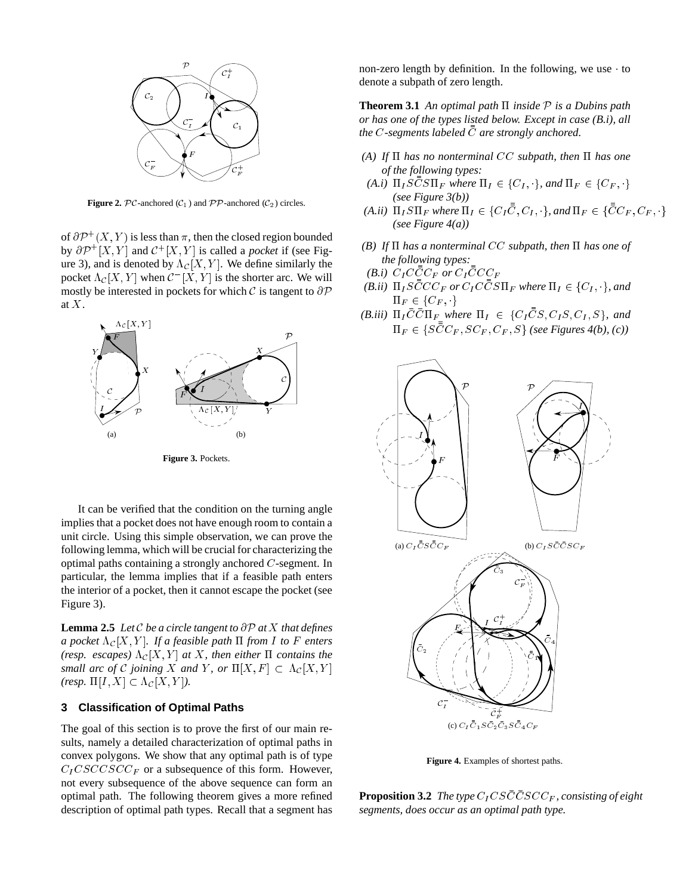Figure 2. $\mathcal{PC}$-anchored ($\mathcal{C}_1$) and $\mathcal{PP}$-anchored ($\mathcal{C}_2$) circles.

of $\partial\mathcal{P}^+(X,Y)$ is less than $\pi$, then the closed region bounded by $\partial\mathcal{P}^+[X,Y]$ and $\mathcal{C}^+[X,Y]$ is called a *pocket* if (see Figure 3), and is denoted by $\Lambda_{\mathcal{C}}[X,Y]$. We define similarly the pocket $\Lambda_{\mathcal{C}}[X,Y]$ when $\mathcal{C}^-[X,Y]$ is the shorter arc. We will mostly be interested in pockets for which $\mathcal{C}$ is tangent to $\partial\mathcal{P}$ at $X$.

Figure 3. Pockets.

It can be verified that the condition on the turning angle implies that a pocket does not have enough room to contain a unit circle. Using this simple observation, we can prove the following lemma, which will be crucial for characterizing the optimal paths containing a strongly anchored $C$-segment. In particular, the lemma implies that if a feasible path enters the interior of a pocket, then it cannot escape the pocket (see Figure 3).

**Lemma 2.5** *Let $\mathcal{C}$ be a circle tangent to $\partial\mathcal{P}$ at $X$ that defines a pocket $\Lambda_{\mathcal{C}}[X,Y]$. If a feasible path $\Pi$ from $I$ to $F$ enters (resp. escapes) $\Lambda_{\mathcal{C}}[X,Y]$ at $X$, then either $\Pi$ contains the small arc of $\mathcal{C}$ joining $X$ and $Y$, or $\Pi[X,F] \subset \Lambda_{\mathcal{C}}[X,Y]$ (resp. $\Pi[I,X] \subset \Lambda_{\mathcal{C}}[X,Y]$).*

## 3 Classification of Optimal Paths

The goal of this section is to prove the first of our main results, namely a detailed characterization of optimal paths in convex polygons. We show that any optimal path is of type $C_ICSCCSCC_F$ or a subsequence of this form. However, not every subsequence of the above sequence can form an optimal path. The following theorem gives a more refined description of optimal path types. Recall that a segment has non-zero length by definition. In the following, we use $\cdot$ to denote a subpath of zero length.

**Theorem 3.1** *An optimal path $\Pi$ inside $\mathcal{P}$ is a Dubins path or has one of the types listed below. Except in case (B.i), all the $C$-segments labeled $\bar{\bar{C}}$ are strongly anchored.*

- *(A) If $\Pi$ has no nonterminal $CC$ subpath, then $\Pi$ has one of the following types:*
  - *(A.i) $\Pi_I S\bar{\bar{C}}S\Pi_F$ where $\Pi_I \in \{C_I,\cdot\}$, and $\Pi_F \in \{C_F,\cdot\}$ (see Figure 3(b))*
  - *(A.ii) $\Pi_I S\Pi_F$ where $\Pi_I \in \{C_I\bar{\bar{C}}, C_I,\cdot\}$, and $\Pi_F \in \{\bar{\bar{C}}C_F, C_F,\cdot\}$ (see Figure 4(a))*
- *(B) If $\Pi$ has a nonterminal $CC$ subpath, then $\Pi$ has one of the following types:*
  - *(B.i) $C_IC\bar{\bar{C}}C_F$ or $C_I\bar{\bar{C}}CC_F$*
  - *(B.ii) $\Pi_IS\bar{\bar{C}}CC_F$ or $C_IC\bar{\bar{C}}S\Pi_F$ where $\Pi_I \in \{C_I,\cdot\}$, and $\Pi_F \in \{C_F,\cdot\}$*
  - *(B.iii) $\Pi_I\bar{C}\bar{C}\Pi_F$ where $\Pi_I \in \{C_I\bar{\bar{C}}S, C_IS, C_I, S\}$, and $\Pi_F \in \{S\bar{\bar{C}}C_F, SC_F, C_F, S\}$ (see Figures 4(b), (c))*

(a) $C_I\bar{\bar{C}}S\bar{\bar{C}}C_F$ (b) $C_IS\bar{C}\bar{C}SC_F$

(c) $C_I\bar{\bar{C}}_1S\bar{C}_2\bar{C}_3S\bar{\bar{C}}_4C_F$

Figure 4. Examples of shortest paths.

**Proposition 3.2** *The type $C_ICS\bar{C}\bar{C}SCC_F$, consisting of eight segments, does occur as an optimal path type.*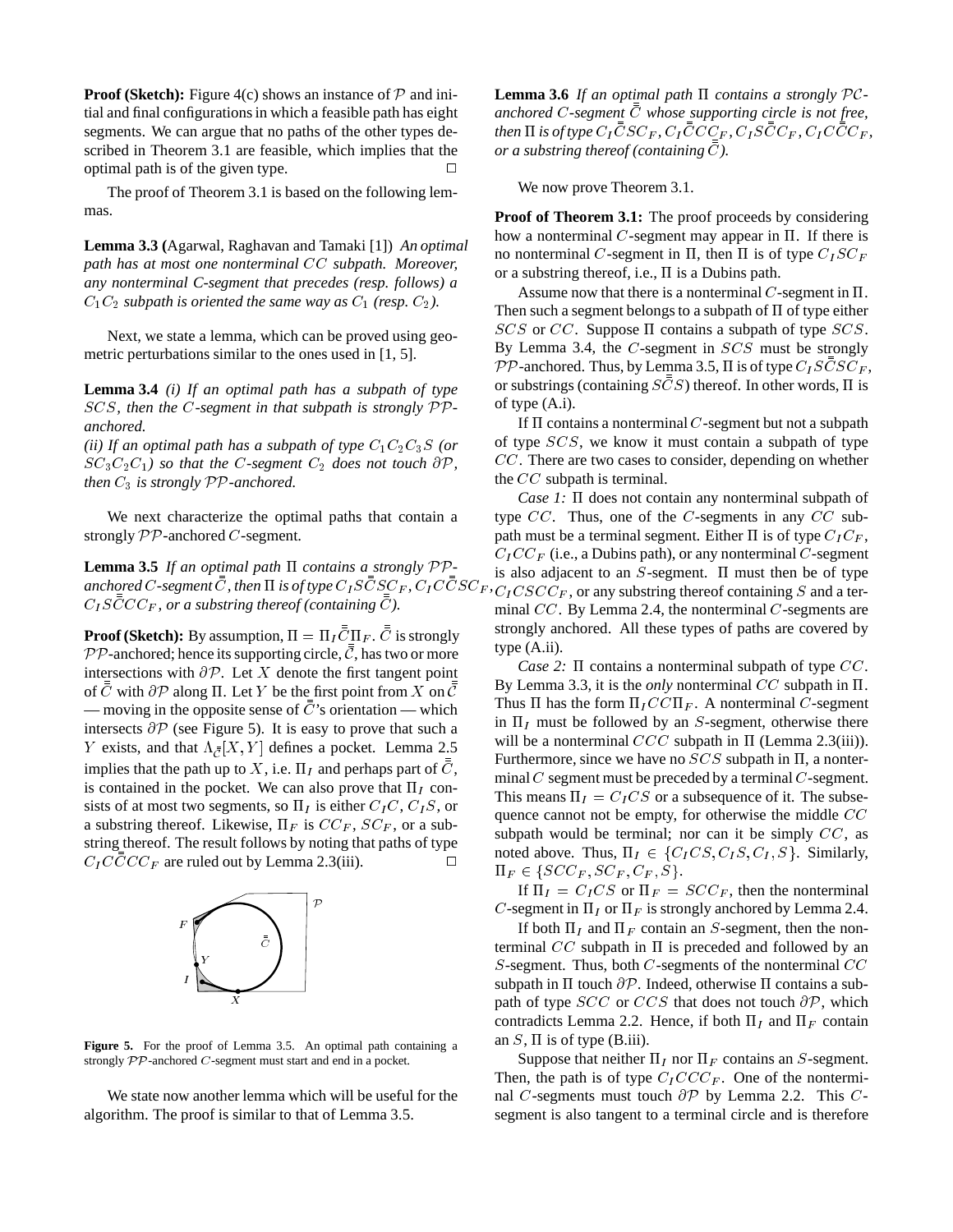**Proof (Sketch):** Figure 4(c) shows an instance of $\mathcal{P}$ and initial and final configurations in which a feasible path has eight segments. We can argue that no paths of the other types described in Theorem 3.1 are feasible, which implies that the optimal path is of the given type. $\square$

The proof of Theorem 3.1 is based on the following lemmas.

**Lemma 3.3 (**Agarwal, Raghavan and Tamaki [1]) *An optimal path has at most one nonterminal $CC$ subpath. Moreover, any nonterminal C-segment that precedes (resp. follows) a $C_1C_2$ subpath is oriented the same way as $C_1$ (resp. $C_2$).*

Next, we state a lemma, which can be proved using geometric perturbations similar to the ones used in [1, 5].

**Lemma 3.4** *(i) If an optimal path has a subpath of type $SCS$, then the C-segment in that subpath is strongly $\mathcal{PP}$-anchored.*
*(ii) If an optimal path has a subpath of type $C_1C_2C_3S$ (or $SC_3C_2C_1$) so that the C-segment $C_2$ does not touch $\partial\mathcal{P}$, then $C_3$ is strongly $\mathcal{PP}$-anchored.*

We next characterize the optimal paths that contain a strongly $\mathcal{PP}$-anchored C-segment.

**Lemma 3.5** *If an optimal path $\Pi$ contains a strongly $\mathcal{PP}$-anchored C-segment $\bar{\bar{C}}$, then $\Pi$ is of type $C_IS\bar{\bar{C}}SC_F$, $C_IC\bar{\bar{C}}SC_F$, $C_IS\bar{\bar{C}}CC_F$, or a substring thereof (containing $\bar{\bar{C}}$).*

**Proof (Sketch):** By assumption, $\Pi = \Pi_I\bar{\bar{C}}\Pi_F$. $\bar{\bar{C}}$ is strongly $\mathcal{PP}$-anchored; hence its supporting circle, $\bar{\bar{\mathcal{C}}}$, has two or more intersections with $\partial\mathcal{P}$. Let $X$ denote the first tangent point of $\bar{\bar{C}}$ with $\partial\mathcal{P}$ along $\Pi$. Let $Y$ be the first point from $X$ on $\bar{\bar{\mathcal{C}}}$ — moving in the opposite sense of $\bar{\bar{C}}$'s orientation — which intersects $\partial\mathcal{P}$ (see Figure 5). It is easy to prove that such a $Y$ exists, and that $\Lambda_{\bar{\bar{\mathcal{C}}}}[X, Y]$ defines a pocket. Lemma 2.5 implies that the path up to $X$, i.e. $\Pi_I$ and perhaps part of $\bar{\bar{C}}$, is contained in the pocket. We can also prove that $\Pi_I$ consists of at most two segments, so $\Pi_I$ is either $C_IC$, $C_IS$, or a substring thereof. Likewise, $\Pi_F$ is $CC_F$, $SC_F$, or a substring thereof. The result follows by noting that paths of type $C_IC\bar{\bar{C}}CC_F$ are ruled out by Lemma 2.3(iii). $\square$

**Figure 5.** For the proof of Lemma 3.5. An optimal path containing a strongly $\mathcal{PP}$-anchored $C$-segment must start and end in a pocket.

We state now another lemma which will be useful for the algorithm. The proof is similar to that of Lemma 3.5.

**Lemma 3.6** *If an optimal path $\Pi$ contains a strongly $\mathcal{PC}$-anchored C-segment $\bar{\bar{C}}$ whose supporting circle is not free, then $\Pi$ is of type $C_I\bar{\bar{C}}SC_F$, $C_I\bar{\bar{C}}CC_F$, $C_IS\bar{\bar{C}}C_F$, $C_IC\bar{\bar{C}}C_F$, or a substring thereof (containing $\bar{\bar{C}}$).*

We now prove Theorem 3.1.

**Proof of Theorem 3.1:** The proof proceeds by considering how a nonterminal C-segment may appear in $\Pi$. If there is no nonterminal C-segment in $\Pi$, then $\Pi$ is of type $C_ISC_F$ or a substring thereof, i.e., $\Pi$ is a Dubins path.

Assume now that there is a nonterminal C-segment in $\Pi$. Then such a segment belongs to a subpath of $\Pi$ of type either $SCS$ or $CC$. Suppose $\Pi$ contains a subpath of type $SCS$. By Lemma 3.4, the C-segment in $SCS$ must be strongly $\mathcal{PP}$-anchored. Thus, by Lemma 3.5, $\Pi$ is of type $C_IS\bar{\bar{C}}SC_F$, or substrings (containing $S\bar{\bar{C}}S$) thereof. In other words, $\Pi$ is of type (A.i).

If $\Pi$ contains a nonterminal C-segment but not a subpath of type $SCS$, we know it must contain a subpath of type $CC$. There are two cases to consider, depending on whether the $CC$ subpath is terminal.

*Case 1:* $\Pi$ does not contain any nonterminal subpath of type $CC$. Thus, one of the C-segments in any $CC$ subpath must be a terminal segment. Either $\Pi$ is of type $C_IC_F$, $C_ICC_F$ (i.e., a Dubins path), or any nonterminal C-segment is also adjacent to an S-segment. $\Pi$ must then be of type $C_ICSCC_F$, or any substring thereof containing $S$ and a terminal $CC$. By Lemma 2.4, the nonterminal C-segments are strongly anchored. All these types of paths are covered by type (A.ii).

*Case 2:* $\Pi$ contains a nonterminal subpath of type $CC$. By Lemma 3.3, it is the *only* nonterminal $CC$ subpath in $\Pi$. Thus $\Pi$ has the form $\Pi_ICC\Pi_F$. A nonterminal C-segment in $\Pi_I$ must be followed by an S-segment, otherwise there will be a nonterminal $CCC$ subpath in $\Pi$ (Lemma 2.3(iii)). Furthermore, since we have no $SCS$ subpath in $\Pi$, a nonterminal $C$ segment must be preceded by a terminal C-segment. This means $\Pi_I = C_ICS$ or a subsequence of it. The subsequence cannot not be empty, for otherwise the middle $CC$ subpath would be terminal; nor can it be simply $CC$, as noted above. Thus, $\Pi_I \in \{C_ICS, C_IS, C_I, S\}$. Similarly, $\Pi_F \in \{SCC_F, SC_F, C_F, S\}$.

If $\Pi_I = C_ICS$ or $\Pi_F = SCC_F$, then the nonterminal C-segment in $\Pi_I$ or $\Pi_F$ is strongly anchored by Lemma 2.4.

If both $\Pi_I$ and $\Pi_F$ contain an S-segment, then the nonterminal $CC$ subpath in $\Pi$ is preceded and followed by an S-segment. Thus, both C-segments of the nonterminal $CC$ subpath in $\Pi$ touch $\partial\mathcal{P}$. Indeed, otherwise $\Pi$ contains a subpath of type $SCC$ or $CCS$ that does not touch $\partial\mathcal{P}$, which contradicts Lemma 2.2. Hence, if both $\Pi_I$ and $\Pi_F$ contain an $S$, $\Pi$ is of type (B.iii).

Suppose that neither $\Pi_I$ nor $\Pi_F$ contains an S-segment. Then, the path is of type $C_ICCC_F$. One of the nonterminal C-segments must touch $\partial\mathcal{P}$ by Lemma 2.2. This C-segment is also tangent to a terminal circle and is therefore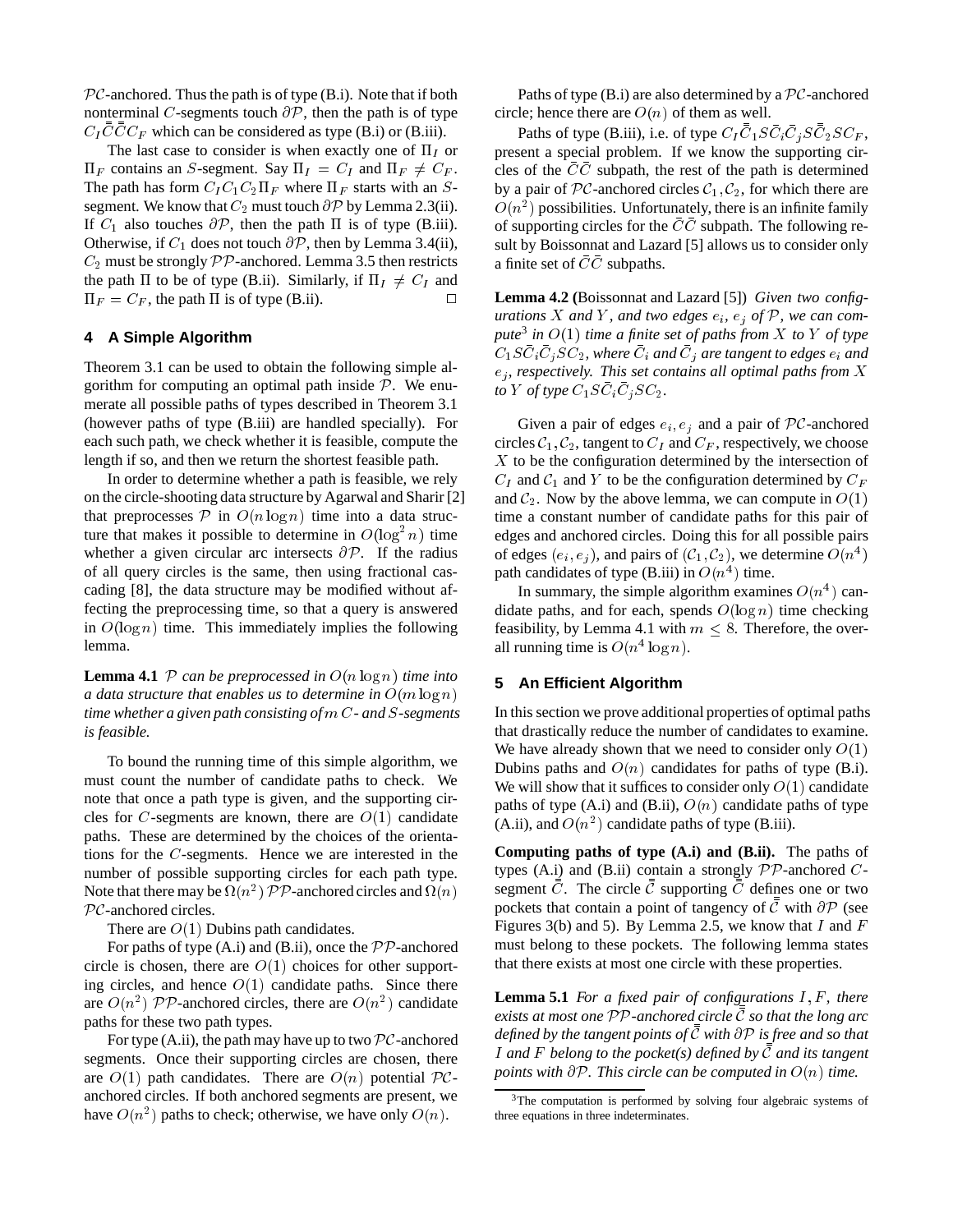$\mathcal{PC}$-anchored. Thus the path is of type (B.i). Note that if both nonterminal $C$-segments touch $\partial\mathcal{P}$, then the path is of type $C_I\bar{\bar{C}}\bar{\bar{C}}C_F$ which can be considered as type (B.i) or (B.iii).

The last case to consider is when exactly one of $\Pi_I$ or $\Pi_F$ contains an $S$-segment. Say $\Pi_I = C_I$ and $\Pi_F \neq C_F$. The path has form $C_I C_1 C_2 \Pi_F$ where $\Pi_F$ starts with an $S$-segment. We know that $C_2$ must touch $\partial\mathcal{P}$ by Lemma 2.3(ii). If $C_1$ also touches $\partial\mathcal{P}$, then the path $\Pi$ is of type (B.iii). Otherwise, if $C_1$ does not touch $\partial\mathcal{P}$, then by Lemma 3.4(ii), $C_2$ must be strongly $\mathcal{PP}$-anchored. Lemma 3.5 then restricts the path $\Pi$ to be of type (B.ii). Similarly, if $\Pi_I \neq C_I$ and $\Pi_F = C_F$, the path $\Pi$ is of type (B.ii). □

## 4 A Simple Algorithm

Theorem 3.1 can be used to obtain the following simple algorithm for computing an optimal path inside $\mathcal{P}$. We enumerate all possible paths of types described in Theorem 3.1 (however paths of type (B.iii) are handled specially). For each such path, we check whether it is feasible, compute the length if so, and then we return the shortest feasible path.

In order to determine whether a path is feasible, we rely on the circle-shooting data structure by Agarwal and Sharir [2] that preprocesses $\mathcal{P}$ in $O(n \log n)$ time into a data structure that makes it possible to determine in $O(\log^2 n)$ time whether a given circular arc intersects $\partial\mathcal{P}$. If the radius of all query circles is the same, then using fractional cascading [8], the data structure may be modified without affecting the preprocessing time, so that a query is answered in $O(\log n)$ time. This immediately implies the following lemma.

**Lemma 4.1** *$\mathcal{P}$ can be preprocessed in $O(n \log n)$ time into a data structure that enables us to determine in $O(m \log n)$ time whether a given path consisting of $m$ $C$- and $S$-segments is feasible.*

To bound the running time of this simple algorithm, we must count the number of candidate paths to check. We note that once a path type is given, and the supporting circles for $C$-segments are known, there are $O(1)$ candidate paths. These are determined by the choices of the orientations for the $C$-segments. Hence we are interested in the number of possible supporting circles for each path type. Note that there may be $\Omega(n^2)$ $\mathcal{PP}$-anchored circles and $\Omega(n)$ $\mathcal{PC}$-anchored circles.

There are $O(1)$ Dubins path candidates.

For paths of type (A.i) and (B.ii), once the $\mathcal{PP}$-anchored circle is chosen, there are $O(1)$ choices for other supporting circles, and hence $O(1)$ candidate paths. Since there are $O(n^2)$ $\mathcal{PP}$-anchored circles, there are $O(n^2)$ candidate paths for these two path types.

For type (A.ii), the path may have up to two $\mathcal{PC}$-anchored segments. Once their supporting circles are chosen, there are $O(1)$ path candidates. There are $O(n)$ potential $\mathcal{PC}$-anchored circles. If both anchored segments are present, we have $O(n^2)$ paths to check; otherwise, we have only $O(n)$.

Paths of type (B.i) are also determined by a $\mathcal{PC}$-anchored circle; hence there are $O(n)$ of them as well.

Paths of type (B.iii), i.e. of type $C_I\bar{\bar{C}}_1 S\bar{C}_i\bar{C}_j S\bar{\bar{C}}_2 S C_F$, present a special problem. If we know the supporting circles of the $\bar{C}\bar{C}$ subpath, the rest of the path is determined by a pair of $\mathcal{PC}$-anchored circles $\mathcal{C}_1, \mathcal{C}_2$, for which there are $O(n^2)$ possibilities. Unfortunately, there is an infinite family of supporting circles for the $\bar{C}\bar{C}$ subpath. The following result by Boissonnat and Lazard [5] allows us to consider only a finite set of $\bar{C}\bar{C}$ subpaths.

**Lemma 4.2 (**Boissonnat and Lazard [5]**)** *Given two configurations $X$ and $Y$, and two edges $e_i$, $e_j$ of $\mathcal{P}$, we can compute*[3] *in $O(1)$ time a finite set of paths from $X$ to $Y$ of type $C_1 S\bar{C}_i\bar{C}_j SC_2$, where $\bar{C}_i$ and $\bar{C}_j$ are tangent to edges $e_i$ and $e_j$, respectively. This set contains all optimal paths from $X$ to $Y$ of type $C_1 S\bar{C}_i\bar{C}_j SC_2$.*

Given a pair of edges $e_i, e_j$ and a pair of $\mathcal{PC}$-anchored circles $\mathcal{C}_1, \mathcal{C}_2$, tangent to $C_I$ and $C_F$, respectively, we choose $X$ to be the configuration determined by the intersection of $C_I$ and $\mathcal{C}_1$ and $Y$ to be the configuration determined by $C_F$ and $\mathcal{C}_2$. Now by the above lemma, we can compute in $O(1)$ time a constant number of candidate paths for this pair of edges and anchored circles. Doing this for all possible pairs of edges $(e_i, e_j)$, and pairs of $(\mathcal{C}_1, \mathcal{C}_2)$, we determine $O(n^4)$ path candidates of type (B.iii) in $O(n^4)$ time.

In summary, the simple algorithm examines $O(n^4)$ candidate paths, and for each, spends $O(\log n)$ time checking feasibility, by Lemma 4.1 with $m \leq 8$. Therefore, the overall running time is $O(n^4 \log n)$.

## 5 An Efficient Algorithm

In this section we prove additional properties of optimal paths that drastically reduce the number of candidates to examine. We have already shown that we need to consider only $O(1)$ Dubins paths and $O(n)$ candidates for paths of type (B.i). We will show that it suffices to consider only $O(1)$ candidate paths of type (A.i) and (B.ii), $O(n)$ candidate paths of type (A.ii), and $O(n^2)$ candidate paths of type (B.iii).

**Computing paths of type (A.i) and (B.ii).** The paths of types (A.i) and (B.ii) contain a strongly $\mathcal{PP}$-anchored $C$-segment $\bar{\bar{C}}$. The circle $\bar{\bar{\mathcal{C}}}$ supporting $\bar{\bar{C}}$ defines one or two pockets that contain a point of tangency of $\bar{\bar{\mathcal{C}}}$ with $\partial\mathcal{P}$ (see Figures 3(b) and 5). By Lemma 2.5, we know that $I$ and $F$ must belong to these pockets. The following lemma states that there exists at most one circle with these properties.

**Lemma 5.1** *For a fixed pair of configurations $I, F$, there exists at most one $\mathcal{PP}$-anchored circle $\bar{\bar{\mathcal{C}}}$ so that the long arc defined by the tangent points of $\bar{\bar{\mathcal{C}}}$ with $\partial\mathcal{P}$ is free and so that $I$ and $F$ belong to the pocket(s) defined by $\bar{\bar{\mathcal{C}}}$ and its tangent points with $\partial\mathcal{P}$. This circle can be computed in $O(n)$ time.*

[3] The computation is performed by solving four algebraic systems of three equations in three indeterminates.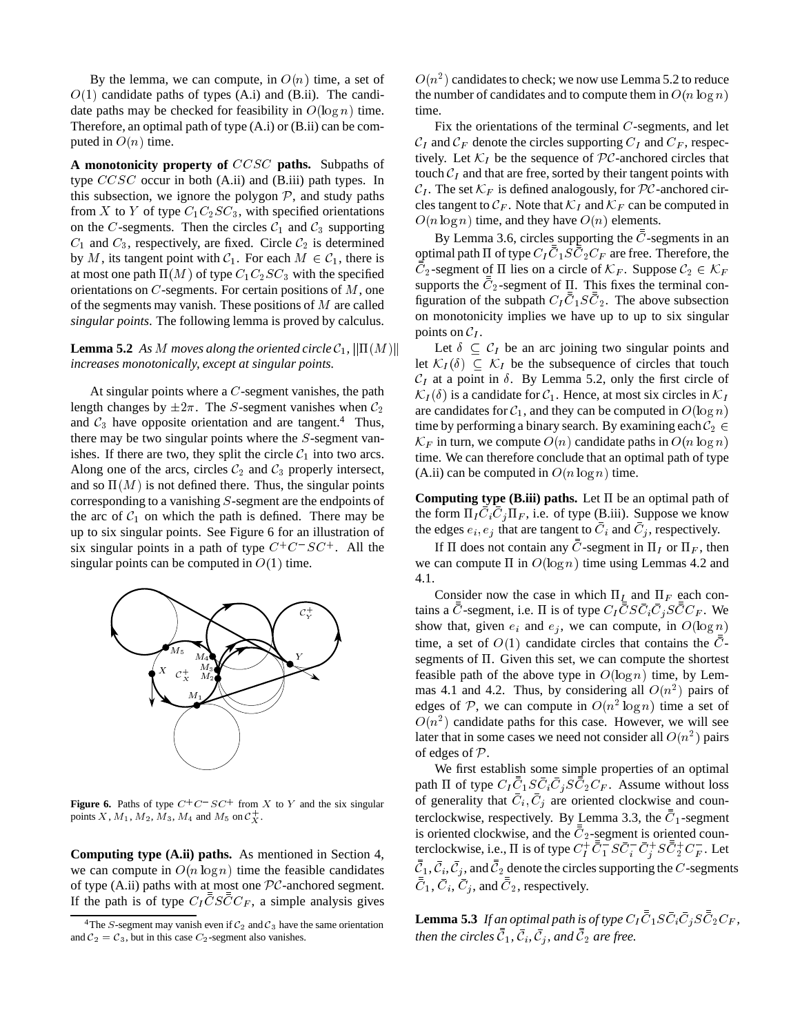By the lemma, we can compute, in $O(n)$ time, a set of $O(1)$ candidate paths of types (A.i) and (B.ii). The candidate paths may be checked for feasibility in $O(\log n)$ time. Therefore, an optimal path of type (A.i) or (B.ii) can be computed in $O(n)$ time.

**A monotonicity property of $CCSC$ paths.** Subpaths of type $CCSC$ occur in both (A.ii) and (B.iii) path types. In this subsection, we ignore the polygon $\mathcal{P}$, and study paths from $X$ to $Y$ of type $C_1C_2SC_3$, with specified orientations on the $C$-segments. Then the circles $\mathcal{C}_1$ and $\mathcal{C}_3$ supporting $C_1$ and $C_3$, respectively, are fixed. Circle $\mathcal{C}_2$ is determined by $M$, its tangent point with $\mathcal{C}_1$. For each $M \in \mathcal{C}_1$, there is at most one path $\Pi(M)$ of type $C_1C_2SC_3$ with the specified orientations on $C$-segments. For certain positions of $M$, one of the segments may vanish. These positions of $M$ are called *singular points*. The following lemma is proved by calculus.

**Lemma 5.2** *As $M$ moves along the oriented circle $\mathcal{C}_1$, $\|\Pi(M)\|$ increases monotonically, except at singular points.*

At singular points where a $C$-segment vanishes, the path length changes by $\pm 2\pi$. The $S$-segment vanishes when $\mathcal{C}_2$ and $\mathcal{C}_3$ have opposite orientation and are tangent.[4] Thus, there may be two singular points where the $S$-segment vanishes. If there are two, they split the circle $\mathcal{C}_1$ into two arcs. Along one of the arcs, circles $\mathcal{C}_2$ and $\mathcal{C}_3$ properly intersect, and so $\Pi(M)$ is not defined there. Thus, the singular points corresponding to a vanishing $S$-segment are the endpoints of the arc of $\mathcal{C}_1$ on which the path is defined. There may be up to six singular points. See Figure 6 for an illustration of six singular points in a path of type $C^+C^-SC^+$. All the singular points can be computed in $O(1)$ time.

**Figure 6.** Paths of type $C^+C^-SC^+$ from $X$ to $Y$ and the six singular points $X$, $M_1$, $M_2$, $M_3$, $M_4$ and $M_5$ on $\mathcal{C}_X^+$.

**Computing type (A.ii) paths.** As mentioned in Section 4, we can compute in $O(n \log n)$ time the feasible candidates of type (A.ii) paths with at most one $\mathcal{PC}$-anchored segment. If the path is of type $C_I\bar{\bar{C}}S\bar{\bar{C}}C_F$, a simple analysis gives $O(n^2)$ candidates to check; we now use Lemma 5.2 to reduce the number of candidates and to compute them in $O(n \log n)$ time.

Fix the orientations of the terminal $C$-segments, and let $\mathcal{C}_I$ and $\mathcal{C}_F$ denote the circles supporting $C_I$ and $C_F$, respectively. Let $\mathcal{K}_I$ be the sequence of $\mathcal{PC}$-anchored circles that touch $\mathcal{C}_I$ and that are free, sorted by their tangent points with $\mathcal{C}_I$. The set $\mathcal{K}_F$ is defined analogously, for $\mathcal{PC}$-anchored circles tangent to $\mathcal{C}_F$. Note that $\mathcal{K}_I$ and $\mathcal{K}_F$ can be computed in $O(n \log n)$ time, and they have $O(n)$ elements.

By Lemma 3.6, circles supporting the $\bar{\bar{C}}$-segments in an optimal path $\Pi$ of type $C_I\bar{\bar{C}}_1S\bar{\bar{C}}_2C_F$ are free. Therefore, the $\bar{\bar{C}}_2$-segment of $\Pi$ lies on a circle of $\mathcal{K}_F$. Suppose $\mathcal{C}_2 \in \mathcal{K}_F$ supports the $\bar{\bar{C}}_2$-segment of $\Pi$. This fixes the terminal configuration of the subpath $C_I\bar{\bar{C}}_1S\bar{\bar{C}}_2$. The above subsection on monotonicity implies we have up to up to six singular points on $\mathcal{C}_I$.

Let $\delta \subseteq \mathcal{C}_I$ be an arc joining two singular points and let $\mathcal{K}_I(\delta) \subseteq \mathcal{K}_I$ be the subsequence of circles that touch $\mathcal{C}_I$ at a point in $\delta$. By Lemma 5.2, only the first circle of $\mathcal{K}_I(\delta)$ is a candidate for $\mathcal{C}_1$. Hence, at most six circles in $\mathcal{K}_I$ are candidates for $\mathcal{C}_1$, and they can be computed in $O(\log n)$ time by performing a binary search. By examining each $\mathcal{C}_2 \in \mathcal{K}_F$ in turn, we compute $O(n)$ candidate paths in $O(n \log n)$ time. We can therefore conclude that an optimal path of type (A.ii) can be computed in $O(n \log n)$ time.

**Computing type (B.iii) paths.** Let $\Pi$ be an optimal path of the form $\Pi_I\bar{C}_i\bar{C}_j\Pi_F$, i.e. of type (B.iii). Suppose we know the edges $e_i, e_j$ that are tangent to $\bar{C}_i$ and $\bar{C}_j$, respectively.

If $\Pi$ does not contain any $\bar{\bar{C}}$-segment in $\Pi_I$ or $\Pi_F$, then we can compute $\Pi$ in $O(\log n)$ time using Lemmas 4.2 and 4.1.

Consider now the case in which $\Pi_I$ and $\Pi_F$ each contains a $\bar{\bar{C}}$-segment, i.e. $\Pi$ is of type $C_I\bar{\bar{C}}S\bar{C}_i\bar{C}_jS\bar{\bar{C}}C_F$. We show that, given $e_i$ and $e_j$, we can compute, in $O(\log n)$ time, a set of $O(1)$ candidate circles that contains the $\bar{\bar{C}}$-segments of $\Pi$. Given this set, we can compute the shortest feasible path of the above type in $O(\log n)$ time, by Lemmas 4.1 and 4.2. Thus, by considering all $O(n^2)$ pairs of edges of $\mathcal{P}$, we can compute in $O(n^2 \log n)$ time a set of $O(n^2)$ candidate paths for this case. However, we will see later that in some cases we need not consider all $O(n^2)$ pairs of edges of $\mathcal{P}$.

We first establish some simple properties of an optimal path $\Pi$ of type $C_I\bar{\bar{C}}_1S\bar{C}_i\bar{C}_jS\bar{\bar{C}}_2C_F$. Assume without loss of generality that $\bar{C}_i, \bar{C}_j$ are oriented clockwise and counterclockwise, respectively. By Lemma 3.3, the $\bar{\bar{C}}_1$-segment is oriented clockwise, and the $\bar{\bar{C}}_2$-segment is oriented counterclockwise, i.e., $\Pi$ is of type $C_I^+\bar{\bar{C}}_1^-S\bar{C}_i^-\bar{C}_j^+S\bar{\bar{C}}_2^+C_F^-$. Let $\bar{\bar{\mathcal{C}}}_1, \bar{\mathcal{C}}_i, \bar{\mathcal{C}}_j$, and $\bar{\bar{\mathcal{C}}}_2$ denote the circles supporting the $C$-segments $\bar{\bar{C}}_1$, $\bar{C}_i$, $\bar{C}_j$, and $\bar{\bar{C}}_2$, respectively.

**Lemma 5.3** *If an optimal path is of type $C_I\bar{\bar{C}}_1S\bar{C}_i\bar{C}_jS\bar{\bar{C}}_2C_F$, then the circles $\bar{\bar{\mathcal{C}}}_1, \bar{\mathcal{C}}_i, \bar{\mathcal{C}}_j$, and $\bar{\bar{\mathcal{C}}}_2$ are free.*

[4] The $S$-segment may vanish even if $\mathcal{C}_2$ and $\mathcal{C}_3$ have the same orientation and $\mathcal{C}_2 = \mathcal{C}_3$, but in this case $C_2$-segment also vanishes.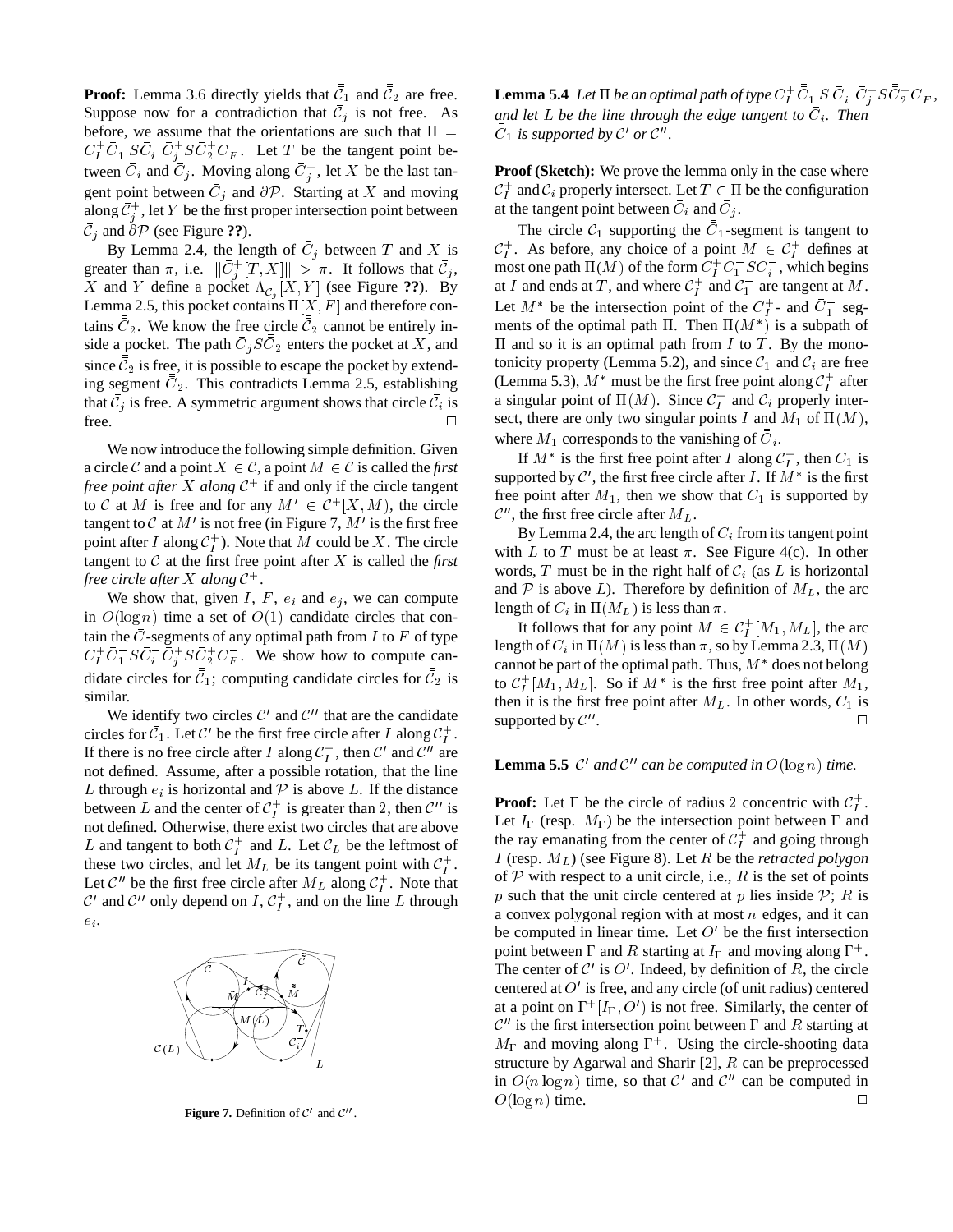**Proof:** Lemma 3.6 directly yields that $\bar{\bar{\mathcal{C}}}_1$ and $\bar{\bar{\mathcal{C}}}_2$ are free. Suppose now for a contradiction that $\bar{\mathcal{C}}_j$ is not free. As before, we assume that the orientations are such that $\Pi = C_I^+ \bar{\bar{C}}_1^- S \bar{C}_i^- \bar{C}_j^+ S \bar{\bar{C}}_2^+ C_F^-$. Let $T$ be the tangent point between $\bar{C}_i$ and $\bar{C}_j$. Moving along $\bar{\mathcal{C}}_j^+$, let $X$ be the last tangent point between $\bar{C}_j$ and $\partial\mathcal{P}$. Starting at $X$ and moving along $\bar{\mathcal{C}}_j^+$, let $Y$ be the first proper intersection point between $\bar{\mathcal{C}}_j$ and $\partial\mathcal{P}$ (see Figure **??**).

By Lemma 2.4, the length of $\bar{C}_j$ between $T$ and $X$ is greater than $\pi$, i.e. $\|\bar{C}_j^+[T,X]\| > \pi$. It follows that $\bar{\mathcal{C}}_j$, $X$ and $Y$ define a pocket $\Lambda_{\bar{\mathcal{C}}_j}[X,Y]$ (see Figure **??**). By Lemma 2.5, this pocket contains $\Pi[X,F]$ and therefore contains $\bar{\bar{C}}_2$. We know the free circle $\bar{\bar{\mathcal{C}}}_2$ cannot be entirely inside a pocket. The path $\bar{C}_j S \bar{\bar{C}}_2$ enters the pocket at $X$, and since $\bar{\bar{\mathcal{C}}}_2$ is free, it is possible to escape the pocket by extending segment $\bar{\bar{C}}_2$. This contradicts Lemma 2.5, establishing that $\bar{\mathcal{C}}_j$ is free. A symmetric argument shows that circle $\bar{\mathcal{C}}_i$ is free. $\square$

We now introduce the following simple definition. Given a circle $\mathcal{C}$ and a point $X \in \mathcal{C}$, a point $M \in \mathcal{C}$ is called the *first free point after $X$ along $\mathcal{C}^+$* if and only if the circle tangent to $\mathcal{C}$ at $M$ is free and for any $M' \in \mathcal{C}^+[X,M)$, the circle tangent to $\mathcal{C}$ at $M'$ is not free (in Figure 7, $M'$ is the first free point after $I$ along $\mathcal{C}_I^+$). Note that $M$ could be $X$. The circle tangent to $\mathcal{C}$ at the first free point after $X$ is called the *first free circle after $X$ along $\mathcal{C}^+$*.

We show that, given $I$, $F$, $e_i$ and $e_j$, we can compute in $O(\log n)$ time a set of $O(1)$ candidate circles that contain the $\bar{\bar{C}}$-segments of any optimal path from $I$ to $F$ of type $C_I^+ \bar{\bar{C}}_1^- S \bar{C}_i^- \bar{C}_j^+ S \bar{\bar{C}}_2^+ C_F^-$. We show how to compute candidate circles for $\bar{\bar{\mathcal{C}}}_1$; computing candidate circles for $\bar{\bar{\mathcal{C}}}_2$ is similar.

We identify two circles $\mathcal{C}'$ and $\mathcal{C}''$ that are the candidate circles for $\bar{\bar{\mathcal{C}}}_1$. Let $\mathcal{C}'$ be the first free circle after $I$ along $\mathcal{C}_I^+$. If there is no free circle after $I$ along $\mathcal{C}_I^+$, then $\mathcal{C}'$ and $\mathcal{C}''$ are not defined. Assume, after a possible rotation, that the line $L$ through $e_i$ is horizontal and $\mathcal{P}$ is above $L$. If the distance between $L$ and the center of $\mathcal{C}_I^+$ is greater than 2, then $\mathcal{C}''$ is not defined. Otherwise, there exist two circles that are above $L$ and tangent to both $\mathcal{C}_I^+$ and $L$. Let $\mathcal{C}_L$ be the leftmost of these two circles, and let $M_L$ be its tangent point with $\mathcal{C}_I^+$. Let $\mathcal{C}''$ be the first free circle after $M_L$ along $\mathcal{C}_I^+$. Note that $\mathcal{C}'$ and $\mathcal{C}''$ only depend on $I$, $\mathcal{C}_I^+$, and on the line $L$ through $e_i$.

**Figure 7.** Definition of $\mathcal{C}'$ and $\mathcal{C}''$.

**Lemma 5.4** *Let $\Pi$ be an optimal path of type $C_I^+ \bar{\bar{C}}_1^- S \bar{C}_i^- \bar{C}_j^+ S \bar{\bar{C}}_2^+ C_F^-$, and let $L$ be the line through the edge tangent to $\bar{C}_i$. Then $\bar{\bar{\mathcal{C}}}_1$ is supported by $\mathcal{C}'$ or $\mathcal{C}''$.*

**Proof (Sketch):** We prove the lemma only in the case where $\mathcal{C}_I^+$ and $\mathcal{C}_i$ properly intersect. Let $T \in \Pi$ be the configuration at the tangent point between $\bar{C}_i$ and $\bar{C}_j$.

The circle $\mathcal{C}_1$ supporting the $\bar{\bar{C}}_1$-segment is tangent to $\mathcal{C}_I^+$. As before, any choice of a point $M \in \mathcal{C}_I^+$ defines at most one path $\Pi(M)$ of the form $C_I^+ C_1^- S C_i^-$, which begins at $I$ and ends at $T$, and where $\mathcal{C}_I^+$ and $\mathcal{C}_1^-$ are tangent at $M$. Let $M^*$ be the intersection point of the $C_I^+$- and $\bar{\bar{C}}_1^-$ segments of the optimal path $\Pi$. Then $\Pi(M^*)$ is a subpath of $\Pi$ and so it is an optimal path from $I$ to $T$. By the monotonicity property (Lemma 5.2), and since $\mathcal{C}_1$ and $\mathcal{C}_i$ are free (Lemma 5.3), $M^*$ must be the first free point along $\mathcal{C}_I^+$ after a singular point of $\Pi(M)$. Since $\mathcal{C}_I^+$ and $\mathcal{C}_i$ properly intersect, there are only two singular points $I$ and $M_1$ of $\Pi(M)$, where $M_1$ corresponds to the vanishing of $\bar{\bar{C}}_i$.

If $M^*$ is the first free point after $I$ along $\mathcal{C}_I^+$, then $C_1$ is supported by $\mathcal{C}'$, the first free circle after $I$. If $M^*$ is the first free point after $M_1$, then we show that $C_1$ is supported by $\mathcal{C}''$, the first free circle after $M_L$.

By Lemma 2.4, the arc length of $\bar{C}_i$ from its tangent point with $L$ to $T$ must be at least $\pi$. See Figure 4(c). In other words, $T$ must be in the right half of $\bar{\mathcal{C}}_i$ (as $L$ is horizontal and $\mathcal{P}$ is above $L$). Therefore by definition of $M_L$, the arc length of $C_i$ in $\Pi(M_L)$ is less than $\pi$.

It follows that for any point $M \in \mathcal{C}_I^+[M_1, M_L]$, the arc length of $C_i$ in $\Pi(M)$ is less than $\pi$, so by Lemma 2.3, $\Pi(M)$ cannot be part of the optimal path. Thus, $M^*$ does not belong to $\mathcal{C}_I^+[M_1, M_L]$. So if $M^*$ is the first free point after $M_1$, then it is the first free point after $M_L$. In other words, $C_1$ is supported by $\mathcal{C}''$. $\square$

**Lemma 5.5** *$\mathcal{C}'$ and $\mathcal{C}''$ can be computed in $O(\log n)$ time.*

**Proof:** Let $\Gamma$ be the circle of radius 2 concentric with $\mathcal{C}_I^+$. Let $I_\Gamma$ (resp. $M_\Gamma$) be the intersection point between $\Gamma$ and the ray emanating from the center of $\mathcal{C}_I^+$ and going through $I$ (resp. $M_L$) (see Figure 8). Let $R$ be the *retracted polygon* of $\mathcal{P}$ with respect to a unit circle, i.e., $R$ is the set of points $p$ such that the unit circle centered at $p$ lies inside $\mathcal{P}$; $R$ is a convex polygonal region with at most $n$ edges, and it can be computed in linear time. Let $O'$ be the first intersection point between $\Gamma$ and $R$ starting at $I_\Gamma$ and moving along $\Gamma^+$. The center of $\mathcal{C}'$ is $O'$. Indeed, by definition of $R$, the circle centered at $O'$ is free, and any circle (of unit radius) centered at a point on $\Gamma^+[I_\Gamma, O')$ is not free. Similarly, the center of $\mathcal{C}''$ is the first intersection point between $\Gamma$ and $R$ starting at $M_\Gamma$ and moving along $\Gamma^+$. Using the circle-shooting data structure by Agarwal and Sharir [2], $R$ can be preprocessed in $O(n \log n)$ time, so that $\mathcal{C}'$ and $\mathcal{C}''$ can be computed in $O(\log n)$ time. $\square$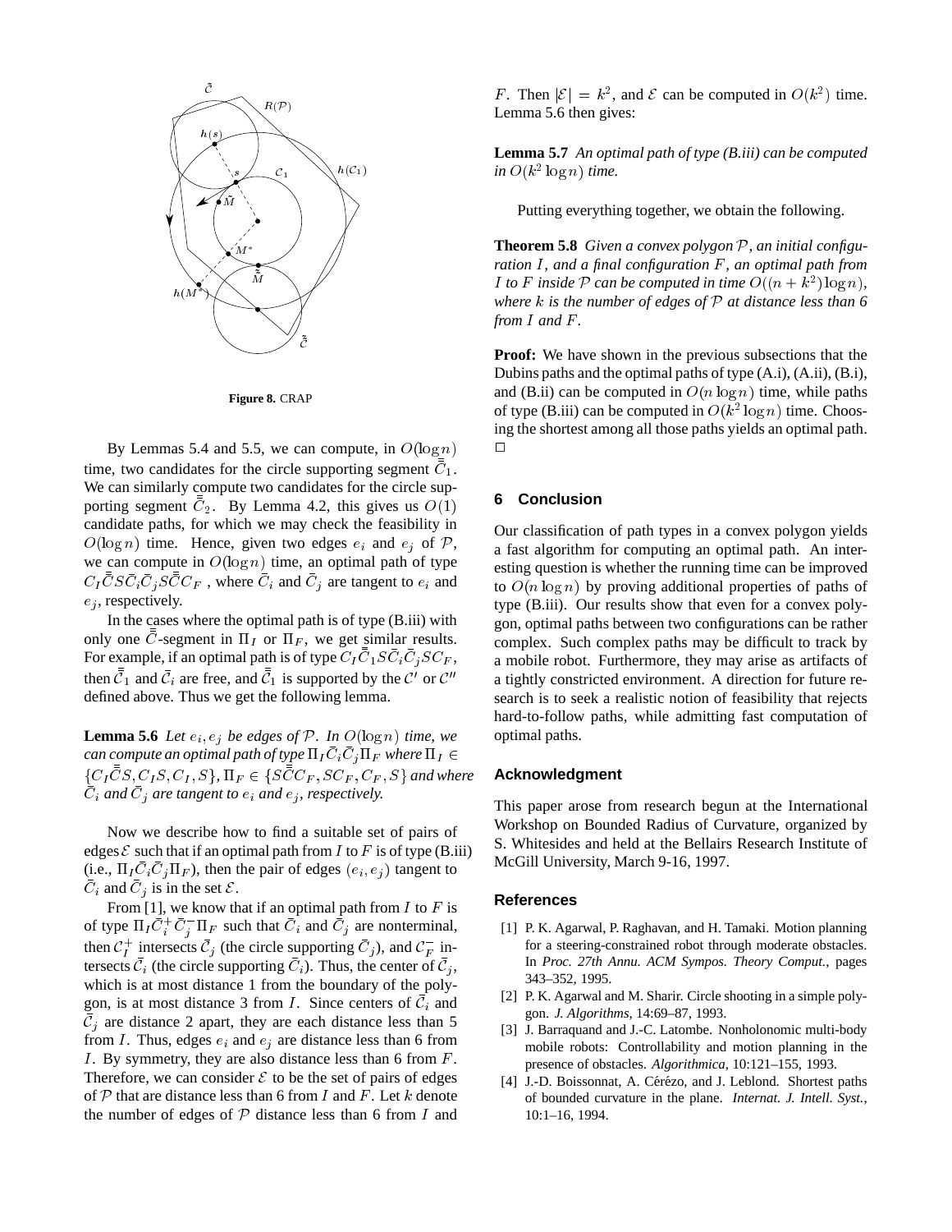Figure 8. CRAP

By Lemmas 5.4 and 5.5, we can compute, in $O(\log n)$ time, two candidates for the circle supporting segment $\bar{\bar{C}}_1$. We can similarly compute two candidates for the circle supporting segment $\bar{\bar{C}}_2$. By Lemma 4.2, this gives us $O(1)$ candidate paths, for which we may check the feasibility in $O(\log n)$ time. Hence, given two edges $e_i$ and $e_j$ of $\mathcal{P}$, we can compute in $O(\log n)$ time, an optimal path of type $C_I \bar{\bar{C}} S \bar{C}_i \bar{C}_j S \bar{\bar{C}} C_F$ , where $\bar{C}_i$ and $\bar{C}_j$ are tangent to $e_i$ and $e_j$, respectively.

In the cases where the optimal path is of type (B.iii) with only one $\bar{\bar{C}}$-segment in $\Pi_I$ or $\Pi_F$, we get similar results. For example, if an optimal path is of type $C_I \bar{\bar{C}}_1 S \bar{C}_i \bar{C}_j S C_F$, then $\bar{\bar{C}}_1$ and $\bar{C}_i$ are free, and $\bar{\bar{C}}_1$ is supported by the $\mathcal{C}'$ or $\mathcal{C}''$ defined above. Thus we get the following lemma.

**Lemma 5.6** *Let $e_i, e_j$ be edges of $\mathcal{P}$. In $O(\log n)$ time, we can compute an optimal path of type $\Pi_I \bar{C}_i \bar{C}_j \Pi_F$ where $\Pi_I \in \{C_I \bar{\bar{C}} S, C_I S, C_I, S\}$, $\Pi_F \in \{S \bar{\bar{C}} C_F, S C_F, C_F, S\}$ and where $\bar{C}_i$ and $\bar{C}_j$ are tangent to $e_i$ and $e_j$, respectively.*

Now we describe how to find a suitable set of pairs of edges $\mathcal{E}$ such that if an optimal path from $I$ to $F$ is of type (B.iii) (i.e., $\Pi_I \bar{C}_i \bar{C}_j \Pi_F$), then the pair of edges $(e_i, e_j)$ tangent to $\bar{C}_i$ and $\bar{C}_j$ is in the set $\mathcal{E}$.

From [1], we know that if an optimal path from $I$ to $F$ is of type $\Pi_I \bar{C}_i^+ \bar{C}_j^- \Pi_F$ such that $\bar{C}_i$ and $\bar{C}_j$ are nonterminal, then $\mathcal{C}_I^+$ intersects $\bar{\mathcal{C}}_j$ (the circle supporting $\bar{C}_j$), and $\mathcal{C}_F^-$ intersects $\bar{\mathcal{C}}_i$ (the circle supporting $\bar{C}_i$). Thus, the center of $\bar{\mathcal{C}}_j$, which is at most distance 1 from the boundary of the polygon, is at most distance 3 from $I$. Since centers of $\bar{\mathcal{C}}_i$ and $\bar{\mathcal{C}}_j$ are distance 2 apart, they are each distance less than 5 from $I$. Thus, edges $e_i$ and $e_j$ are distance less than 6 from $I$. By symmetry, they are also distance less than 6 from $F$. Therefore, we can consider $\mathcal{E}$ to be the set of pairs of edges of $\mathcal{P}$ that are distance less than 6 from $I$ and $F$. Let $k$ denote the number of edges of $\mathcal{P}$ distance less than 6 from $I$ and $F$. Then $|\mathcal{E}| = k^2$, and $\mathcal{E}$ can be computed in $O(k^2)$ time. Lemma 5.6 then gives:

**Lemma 5.7** *An optimal path of type (B.iii) can be computed in $O(k^2 \log n)$ time.*

Putting everything together, we obtain the following.

**Theorem 5.8** *Given a convex polygon $\mathcal{P}$, an initial configuration $I$, and a final configuration $F$, an optimal path from $I$ to $F$ inside $\mathcal{P}$ can be computed in time $O((n + k^2) \log n)$, where $k$ is the number of edges of $\mathcal{P}$ at distance less than 6 from $I$ and $F$.*

**Proof:** We have shown in the previous subsections that the Dubins paths and the optimal paths of type (A.i), (A.ii), (B.i), and (B.ii) can be computed in $O(n \log n)$ time, while paths of type (B.iii) can be computed in $O(k^2 \log n)$ time. Choosing the shortest among all those paths yields an optimal path. □

## 6 Conclusion

Our classification of path types in a convex polygon yields a fast algorithm for computing an optimal path. An interesting question is whether the running time can be improved to $O(n \log n)$ by proving additional properties of paths of type (B.iii). Our results show that even for a convex polygon, optimal paths between two configurations can be rather complex. Such complex paths may be difficult to track by a mobile robot. Furthermore, they may arise as artifacts of a tightly constricted environment. A direction for future research is to seek a realistic notion of feasibility that rejects hard-to-follow paths, while admitting fast computation of optimal paths.

### Acknowledgment

This paper arose from research begun at the International Workshop on Bounded Radius of Curvature, organized by S. Whitesides and held at the Bellairs Research Institute of McGill University, March 9-16, 1997.

### References

[1] P. K. Agarwal, P. Raghavan, and H. Tamaki. Motion planning for a steering-constrained robot through moderate obstacles. In *Proc. 27th Annu. ACM Sympos. Theory Comput.*, pages 343–352, 1995.

[2] P. K. Agarwal and M. Sharir. Circle shooting in a simple polygon. *J. Algorithms*, 14:69–87, 1993.

[3] J. Barraquand and J.-C. Latombe. Nonholonomic multi-body mobile robots: Controllability and motion planning in the presence of obstacles. *Algorithmica*, 10:121–155, 1993.

[4] J.-D. Boissonnat, A. Cérézo, and J. Leblond. Shortest paths of bounded curvature in the plane. *Internat. J. Intell. Syst.*, 10:1–16, 1994.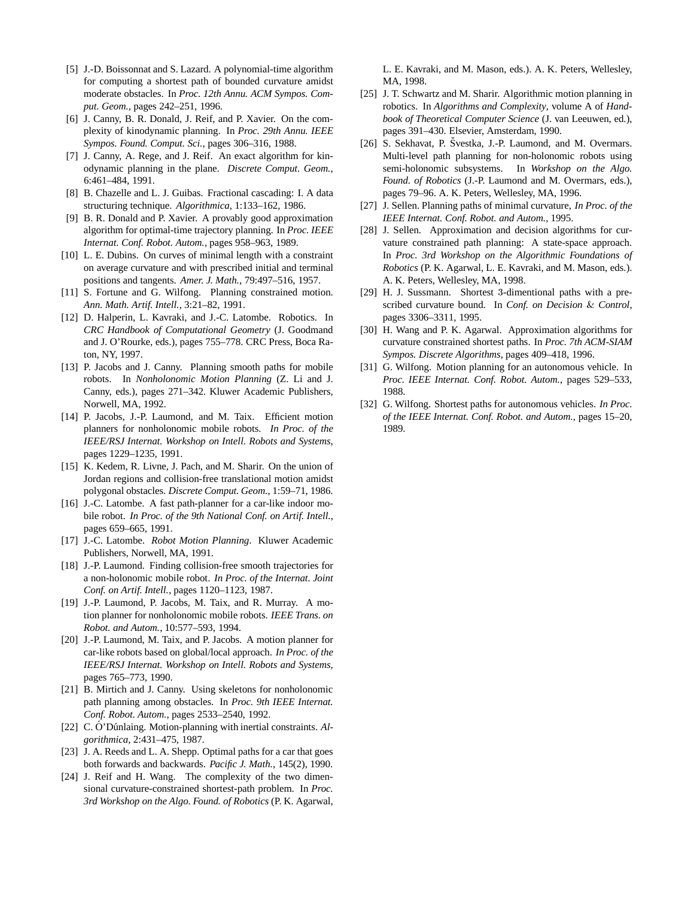[5] J.-D. Boissonnat and S. Lazard. A polynomial-time algorithm for computing a shortest path of bounded curvature amidst moderate obstacles. In *Proc. 12th Annu. ACM Sympos. Comput. Geom.*, pages 242–251, 1996.

[6] J. Canny, B. R. Donald, J. Reif, and P. Xavier. On the complexity of kinodynamic planning. In *Proc. 29th Annu. IEEE Sympos. Found. Comput. Sci.*, pages 306–316, 1988.

[7] J. Canny, A. Rege, and J. Reif. An exact algorithm for kinodynamic planning in the plane. *Discrete Comput. Geom.*, 6:461–484, 1991.

[8] B. Chazelle and L. J. Guibas. Fractional cascading: I. A data structuring technique. *Algorithmica*, 1:133–162, 1986.

[9] B. R. Donald and P. Xavier. A provably good approximation algorithm for optimal-time trajectory planning. In *Proc. IEEE Internat. Conf. Robot. Autom.*, pages 958–963, 1989.

[10] L. E. Dubins. On curves of minimal length with a constraint on average curvature and with prescribed initial and terminal positions and tangents. *Amer. J. Math.*, 79:497–516, 1957.

[11] S. Fortune and G. Wilfong. Planning constrained motion. *Ann. Math. Artif. Intell.*, 3:21–82, 1991.

[12] D. Halperin, L. Kavraki, and J.-C. Latombe. Robotics. In *CRC Handbook of Computational Geometry* (J. Goodmand and J. O'Rourke, eds.), pages 755–778. CRC Press, Boca Raton, NY, 1997.

[13] P. Jacobs and J. Canny. Planning smooth paths for mobile robots. In *Nonholonomic Motion Planning* (Z. Li and J. Canny, eds.), pages 271–342. Kluwer Academic Publishers, Norwell, MA, 1992.

[14] P. Jacobs, J.-P. Laumond, and M. Taix. Efficient motion planners for nonholonomic mobile robots. *In Proc. of the IEEE/RSJ Internat. Workshop on Intell. Robots and Systems*, pages 1229–1235, 1991.

[15] K. Kedem, R. Livne, J. Pach, and M. Sharir. On the union of Jordan regions and collision-free translational motion amidst polygonal obstacles. *Discrete Comput. Geom.*, 1:59–71, 1986.

[16] J.-C. Latombe. A fast path-planner for a car-like indoor mobile robot. *In Proc. of the 9th National Conf. on Artif. Intell.*, pages 659–665, 1991.

[17] J.-C. Latombe. *Robot Motion Planning*. Kluwer Academic Publishers, Norwell, MA, 1991.

[18] J.-P. Laumond. Finding collision-free smooth trajectories for a non-holonomic mobile robot. *In Proc. of the Internat. Joint Conf. on Artif. Intell.*, pages 1120–1123, 1987.

[19] J.-P. Laumond, P. Jacobs, M. Taix, and R. Murray. A motion planner for nonholonomic mobile robots. *IEEE Trans. on Robot. and Autom.*, 10:577–593, 1994.

[20] J.-P. Laumond, M. Taix, and P. Jacobs. A motion planner for car-like robots based on global/local approach. *In Proc. of the IEEE/RSJ Internat. Workshop on Intell. Robots and Systems*, pages 765–773, 1990.

[21] B. Mirtich and J. Canny. Using skeletons for nonholonomic path planning among obstacles. In *Proc. 9th IEEE Internat. Conf. Robot. Autom.*, pages 2533–2540, 1992.

[22] C. Ó'Dúnlaing. Motion-planning with inertial constraints. *Algorithmica*, 2:431–475, 1987.

[23] J. A. Reeds and L. A. Shepp. Optimal paths for a car that goes both forwards and backwards. *Pacific J. Math.*, 145(2), 1990.

[24] J. Reif and H. Wang. The complexity of the two dimensional curvature-constrained shortest-path problem. In *Proc. 3rd Workshop on the Algo. Found. of Robotics* (P. K. Agarwal, L. E. Kavraki, and M. Mason, eds.). A. K. Peters, Wellesley, MA, 1998.

[25] J. T. Schwartz and M. Sharir. Algorithmic motion planning in robotics. In *Algorithms and Complexity*, volume A of *Handbook of Theoretical Computer Science* (J. van Leeuwen, ed.), pages 391–430. Elsevier, Amsterdam, 1990.

[26] S. Sekhavat, P. Švestka, J.-P. Laumond, and M. Overmars. Multi-level path planning for non-holonomic robots using semi-holonomic subsystems. In *Workshop on the Algo. Found. of Robotics* (J.-P. Laumond and M. Overmars, eds.), pages 79–96. A. K. Peters, Wellesley, MA, 1996.

[27] J. Sellen. Planning paths of minimal curvature, *In Proc. of the IEEE Internat. Conf. Robot. and Autom.*, 1995.

[28] J. Sellen. Approximation and decision algorithms for curvature constrained path planning: A state-space approach. In *Proc. 3rd Workshop on the Algorithmic Foundations of Robotics* (P. K. Agarwal, L. E. Kavraki, and M. Mason, eds.). A. K. Peters, Wellesley, MA, 1998.

[29] H. J. Sussmann. Shortest 3-dimentional paths with a prescribed curvature bound. In *Conf. on Decision & Control*, pages 3306–3311, 1995.

[30] H. Wang and P. K. Agarwal. Approximation algorithms for curvature constrained shortest paths. In *Proc. 7th ACM-SIAM Sympos. Discrete Algorithms*, pages 409–418, 1996.

[31] G. Wilfong. Motion planning for an autonomous vehicle. In *Proc. IEEE Internat. Conf. Robot. Autom.*, pages 529–533, 1988.

[32] G. Wilfong. Shortest paths for autonomous vehicles. *In Proc. of the IEEE Internat. Conf. Robot. and Autom.*, pages 15–20, 1989.